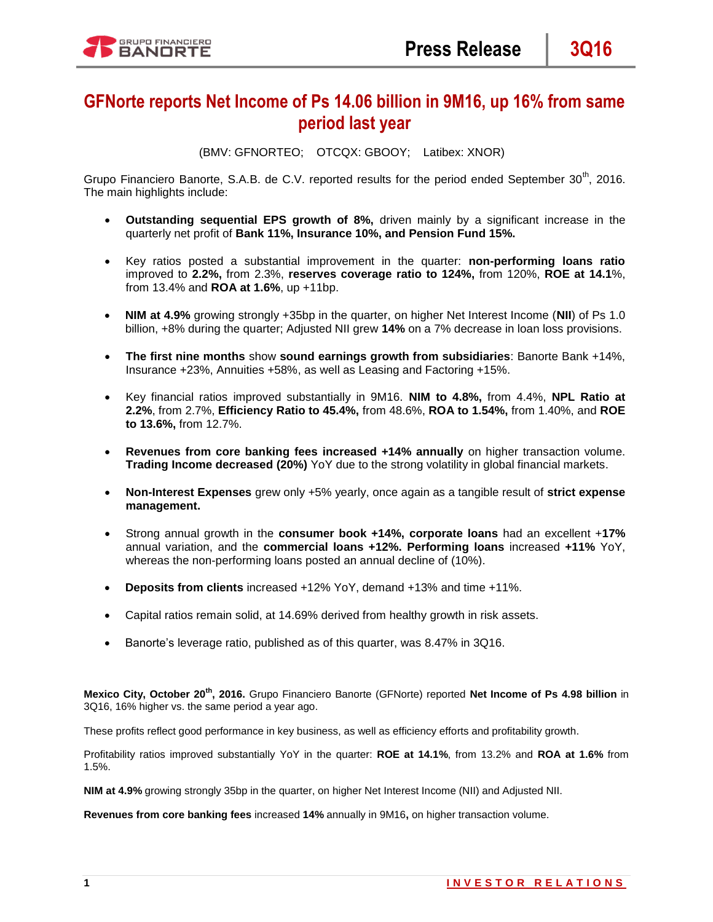# GFNorte reports Net Income of Ps 14.06 billion in 9M16, up 16% from same period last year

(BMV: GFNORTEO; OTCQX: GBOOY; Latibex: XNOR)

Grupo Financiero Banorte, S.A.B. de C.V. reported results for the period ended September 30th, 2016. The main highlights include:

- **Outstanding sequential EPS growth of 8%,** driven mainly by a significant increase in the quarterly net profit of **Bank 11%, Insurance 10%, and Pension Fund 15%.**
- Key ratios posted a substantial improvement in the quarter: **non-performing loans ratio** improved to **2.2%,** from 2.3%, **reserves coverage ratio to 124%,** from 120%, **ROE at 14.1**%, from 13.4% and **ROA at 1.6%**, up +11bp.
- **NIM at 4.9%** growing strongly +35bp in the quarter, on higher Net Interest Income (**NII**) of Ps 1.0 billion, +8% during the quarter; Adjusted NII grew **14%** on a 7% decrease in loan loss provisions.
- **The first nine months** show **sound earnings growth from subsidiaries**: Banorte Bank +14%, Insurance +23%, Annuities +58%, as well as Leasing and Factoring +15%.
- Key financial ratios improved substantially in 9M16. **NIM to 4.8%,** from 4.4%, **NPL Ratio at 2.2%**, from 2.7%, **Efficiency Ratio to 45.4%,** from 48.6%, **ROA to 1.54%,** from 1.40%, and **ROE to 13.6%,** from 12.7%.
- **Revenues from core banking fees increased +14% annually** on higher transaction volume. **Trading Income decreased (20%)** YoY due to the strong volatility in global financial markets.
- **Non-Interest Expenses** grew only +5% yearly, once again as a tangible result of **strict expense management.**
- Strong annual growth in the **consumer book +14%, corporate loans** had an excellent +**17%** annual variation, and the **commercial loans +12%. Performing loans** increased **+11%** YoY, whereas the non-performing loans posted an annual decline of (10%).
- **Deposits from clients** increased +12% YoY, demand +13% and time +11%.
- Capital ratios remain solid, at 14.69% derived from healthy growth in risk assets.
- Banorte's leverage ratio, published as of this quarter, was 8.47% in 3Q16.

**Mexico City, October 20th, 2016.** Grupo Financiero Banorte (GFNorte) reported **Net Income of Ps 4.98 billion** in 3Q16, 16% higher vs. the same period a year ago.

These profits reflect good performance in key business, as well as efficiency efforts and profitability growth.

Profitability ratios improved substantially YoY in the quarter: **ROE at 14.1%**, from 13.2% and **ROA at 1.6%** from 1.5%.

**NIM at 4.9%** growing strongly 35bp in the quarter, on higher Net Interest Income (NII) and Adjusted NII.

**Revenues from core banking fees** increased **14%** annually in 9M16**,** on higher transaction volume.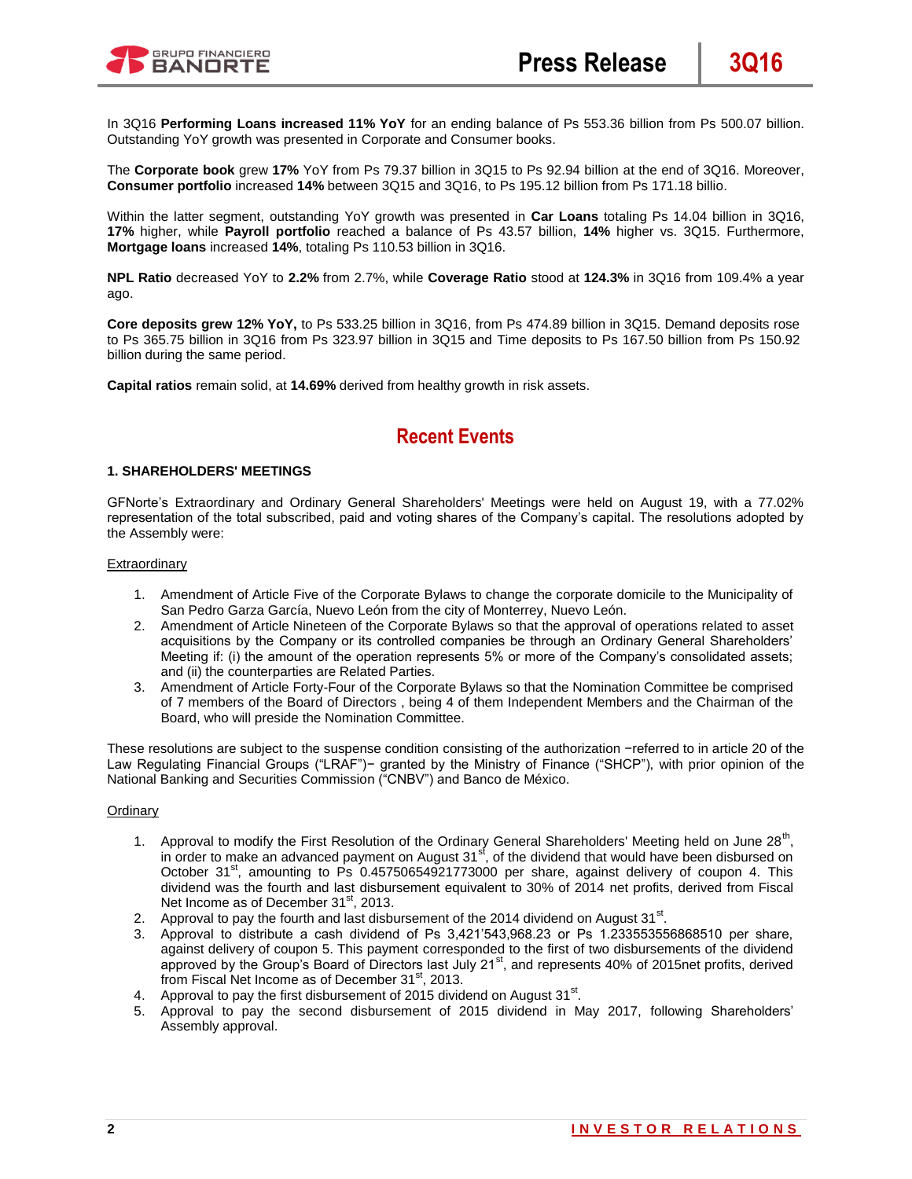In 3Q16 **Performing Loans increased 11% YoY** for an ending balance of Ps 553.36 billion from Ps 500.07 billion. Outstanding YoY growth was presented in Corporate and Consumer books.

The **Corporate book** grew **17%** YoY from Ps 79.37 billion in 3Q15 to Ps 92.94 billion at the end of 3Q16. Moreover, **Consumer portfolio** increased **14%** between 3Q15 and 3Q16, to Ps 195.12 billion from Ps 171.18 billio.

Within the latter segment, outstanding YoY growth was presented in **Car Loans** totaling Ps 14.04 billion in 3Q16, **17%** higher, while **Payroll portfolio** reached a balance of Ps 43.57 billion, **14%** higher vs. 3Q15. Furthermore, **Mortgage loans** increased **14%**, totaling Ps 110.53 billion in 3Q16.

**NPL Ratio** decreased YoY to **2.2%** from 2.7%, while **Coverage Ratio** stood at **124.3%** in 3Q16 from 109.4% a year ago.

**Core deposits grew 12% YoY,** to Ps 533.25 billion in 3Q16, from Ps 474.89 billion in 3Q15. Demand deposits rose to Ps 365.75 billion in 3Q16 from Ps 323.97 billion in 3Q15 and Time deposits to Ps 167.50 billion from Ps 150.92 billion during the same period.

**Capital ratios** remain solid, at **14.69%** derived from healthy growth in risk assets.

# Recent Events

### 1. SHAREHOLDERS' MEETINGS

GFNorte's Extraordinary and Ordinary General Shareholders' Meetings were held on August 19, with a 77.02% representation of the total subscribed, paid and voting shares of the Company's capital. The resolutions adopted by the Assembly were:

Extraordinary

1. Amendment of Article Five of the Corporate Bylaws to change the corporate domicile to the Municipality of San Pedro Garza García, Nuevo León from the city of Monterrey, Nuevo León.
2. Amendment of Article Nineteen of the Corporate Bylaws so that the approval of operations related to asset acquisitions by the Company or its controlled companies be through an Ordinary General Shareholders' Meeting if: (i) the amount of the operation represents 5% or more of the Company's consolidated assets; and (ii) the counterparties are Related Parties.
3. Amendment of Article Forty-Four of the Corporate Bylaws so that the Nomination Committee be comprised of 7 members of the Board of Directors , being 4 of them Independent Members and the Chairman of the Board, who will preside the Nomination Committee.

These resolutions are subject to the suspense condition consisting of the authorization −referred to in article 20 of the Law Regulating Financial Groups ("LRAF")− granted by the Ministry of Finance ("SHCP"), with prior opinion of the National Banking and Securities Commission ("CNBV") and Banco de México.

Ordinary

1. Approval to modify the First Resolution of the Ordinary General Shareholders' Meeting held on June 28th, in order to make an advanced payment on August 31st, of the dividend that would have been disbursed on October 31st, amounting to Ps 0.45750654921773000 per share, against delivery of coupon 4. This dividend was the fourth and last disbursement equivalent to 30% of 2014 net profits, derived from Fiscal Net Income as of December 31st, 2013.
2. Approval to pay the fourth and last disbursement of the 2014 dividend on August 31st.
3. Approval to distribute a cash dividend of Ps 3,421'543,968.23 or Ps 1.233553556868510 per share, against delivery of coupon 5. This payment corresponded to the first of two disbursements of the dividend approved by the Group's Board of Directors last July 21st, and represents 40% of 2015net profits, derived from Fiscal Net Income as of December 31st, 2013.
4. Approval to pay the first disbursement of 2015 dividend on August 31st.
5. Approval to pay the second disbursement of 2015 dividend in May 2017, following Shareholders' Assembly approval.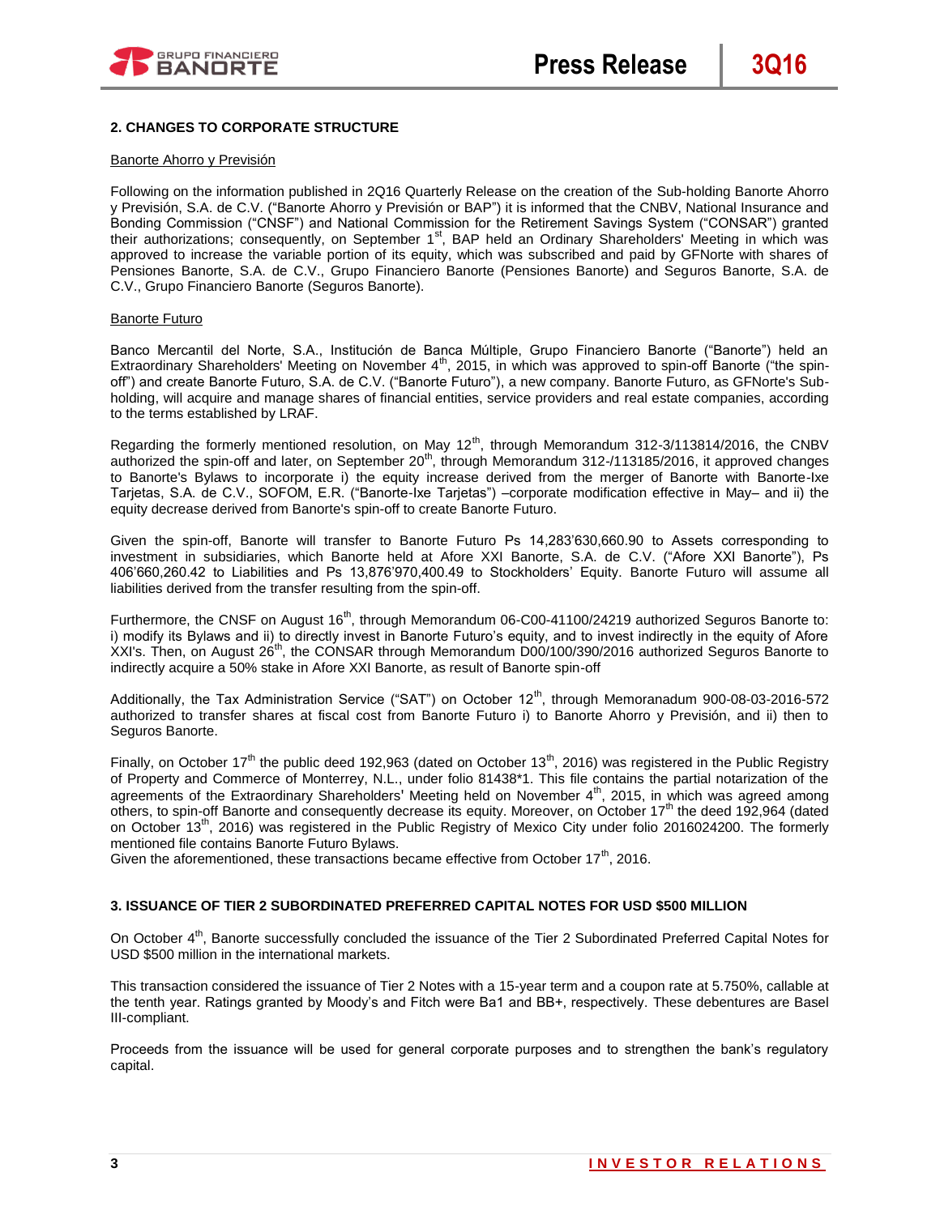## 2. CHANGES TO CORPORATE STRUCTURE

Banorte Ahorro y Previsión

Following on the information published in 2Q16 Quarterly Release on the creation of the Sub-holding Banorte Ahorro y Previsión, S.A. de C.V. ("Banorte Ahorro y Previsión or BAP") it is informed that the CNBV, National Insurance and Bonding Commission ("CNSF") and National Commission for the Retirement Savings System ("CONSAR") granted their authorizations; consequently, on September 1st, BAP held an Ordinary Shareholders' Meeting in which was approved to increase the variable portion of its equity, which was subscribed and paid by GFNorte with shares of Pensiones Banorte, S.A. de C.V., Grupo Financiero Banorte (Pensiones Banorte) and Seguros Banorte, S.A. de C.V., Grupo Financiero Banorte (Seguros Banorte).

Banorte Futuro

Banco Mercantil del Norte, S.A., Institución de Banca Múltiple, Grupo Financiero Banorte ("Banorte") held an Extraordinary Shareholders' Meeting on November 4th, 2015, in which was approved to spin-off Banorte ("the spin-off") and create Banorte Futuro, S.A. de C.V. ("Banorte Futuro"), a new company. Banorte Futuro, as GFNorte's Sub-holding, will acquire and manage shares of financial entities, service providers and real estate companies, according to the terms established by LRAF.

Regarding the formerly mentioned resolution, on May 12th, through Memorandum 312-3/113814/2016, the CNBV authorized the spin-off and later, on September 20th, through Memorandum 312-/113185/2016, it approved changes to Banorte's Bylaws to incorporate i) the equity increase derived from the merger of Banorte with Banorte-Ixe Tarjetas, S.A. de C.V., SOFOM, E.R. ("Banorte-Ixe Tarjetas) –corporate modification effective in May– and ii) the equity decrease derived from Banorte's spin-off to create Banorte Futuro.

Given the spin-off, Banorte will transfer to Banorte Futuro Ps 14,283'630,660.90 to Assets corresponding to investment in subsidiaries, which Banorte held at Afore XXI Banorte, S.A. de C.V. ("Afore XXI Banorte"), Ps 406'660,260.42 to Liabilities and Ps 13,876'970,400.49 to Stockholders' Equity. Banorte Futuro will assume all liabilities derived from the transfer resulting from the spin-off.

Furthermore, the CNSF on August 16th, through Memorandum 06-C00-41100/24219 authorized Seguros Banorte to: i) modify its Bylaws and ii) to directly invest in Banorte Futuro's equity, and to invest indirectly in the equity of Afore XXI's. Then, on August 26th, the CONSAR through Memorandum D00/100/390/2016 authorized Seguros Banorte to indirectly acquire a 50% stake in Afore XXI Banorte, as result of Banorte spin-off

Additionally, the Tax Administration Service ("SAT") on October 12th, through Memoranadum 900-08-03-2016-572 authorized to transfer shares at fiscal cost from Banorte Futuro i) to Banorte Ahorro y Previsión, and ii) then to Seguros Banorte.

Finally, on October 17th the public deed 192,963 (dated on October 13th, 2016) was registered in the Public Registry of Property and Commerce of Monterrey, N.L., under folio 81438*1. This file contains the partial notarization of the agreements of the Extraordinary Shareholders' Meeting held on November 4th, 2015, in which was agreed among others, to spin-off Banorte and consequently decrease its equity. Moreover, on October 17th the deed 192,964 (dated on October 13th, 2016) was registered in the Public Registry of Mexico City under folio 2016024200. The formerly mentioned file contains Banorte Futuro Bylaws.
Given the aforementioned, these transactions became effective from October 17th, 2016.

## 3. ISSUANCE OF TIER 2 SUBORDINATED PREFERRED CAPITAL NOTES FOR USD $500 MILLION

On October 4th, Banorte successfully concluded the issuance of the Tier 2 Subordinated Preferred Capital Notes for USD $500 million in the international markets.

This transaction considered the issuance of Tier 2 Notes with a 15-year term and a coupon rate at 5.750%, callable at the tenth year. Ratings granted by Moody's and Fitch were Ba1 and BB+, respectively. These debentures are Basel III-compliant.

Proceeds from the issuance will be used for general corporate purposes and to strengthen the bank's regulatory capital.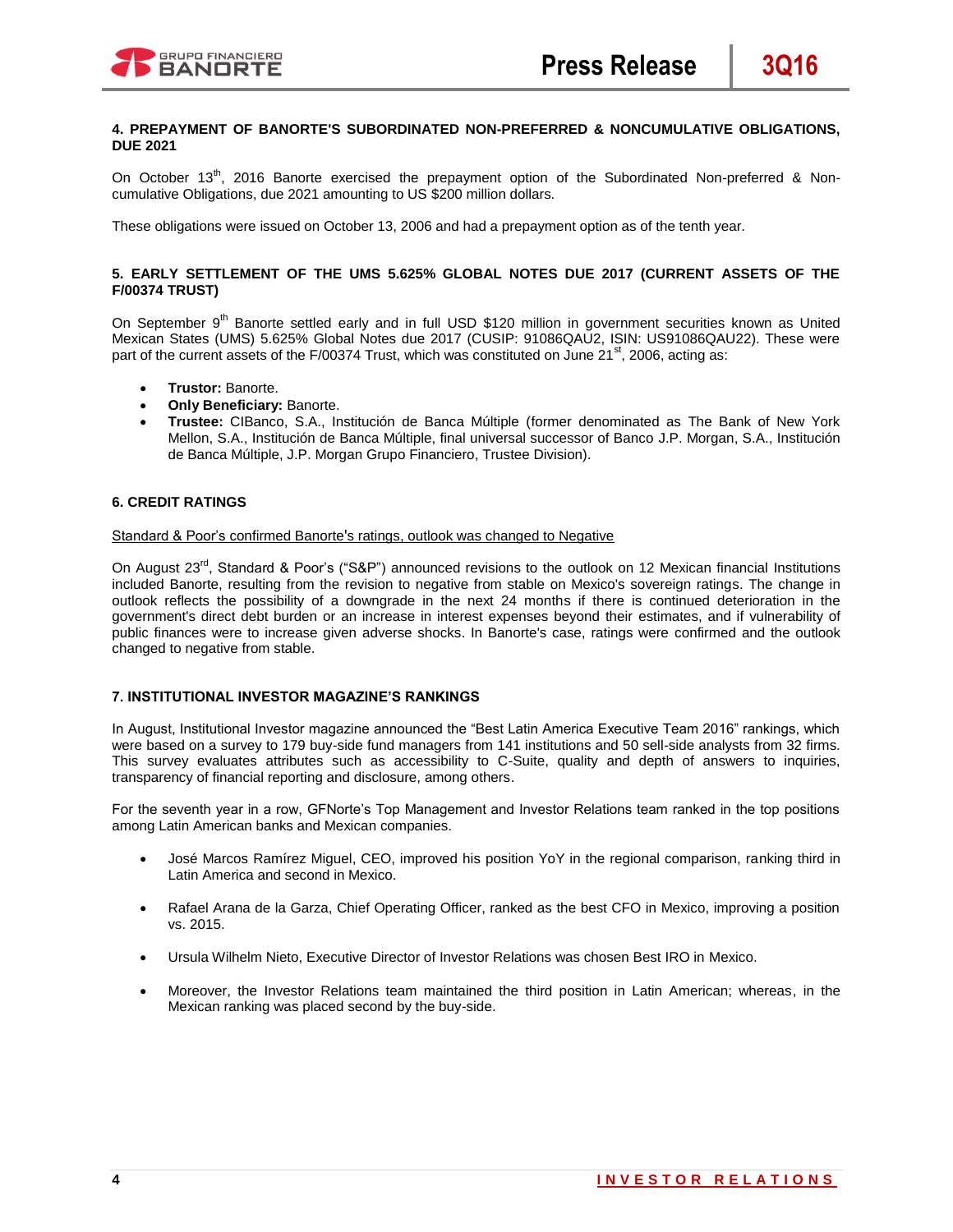### 4. PREPAYMENT OF BANORTE'S SUBORDINATED NON-PREFERRED & NONCUMULATIVE OBLIGATIONS, DUE 2021

On October 13th, 2016 Banorte exercised the prepayment option of the Subordinated Non-preferred & Non-cumulative Obligations, due 2021 amounting to US $200 million dollars.

These obligations were issued on October 13, 2006 and had a prepayment option as of the tenth year.

### 5. EARLY SETTLEMENT OF THE UMS 5.625% GLOBAL NOTES DUE 2017 (CURRENT ASSETS OF THE F/00374 TRUST)

On September 9th Banorte settled early and in full USD $120 million in government securities known as United Mexican States (UMS) 5.625% Global Notes due 2017 (CUSIP: 91086QAU2, ISIN: US91086QAU22). These were part of the current assets of the F/00374 Trust, which was constituted on June 21st, 2006, acting as:

- **Trustor:** Banorte.
- **Only Beneficiary:** Banorte.
- **Trustee:** CIBanco, S.A., Institución de Banca Múltiple (former denominated as The Bank of New York Mellon, S.A., Institución de Banca Múltiple, final universal successor of Banco J.P. Morgan, S.A., Institución de Banca Múltiple, J.P. Morgan Grupo Financiero, Trustee Division).

### 6. CREDIT RATINGS

Standard & Poor's confirmed Banorte's ratings, outlook was changed to Negative

On August 23rd, Standard & Poor's ("S&P") announced revisions to the outlook on 12 Mexican financial Institutions included Banorte, resulting from the revision to negative from stable on Mexico's sovereign ratings. The change in outlook reflects the possibility of a downgrade in the next 24 months if there is continued deterioration in the government's direct debt burden or an increase in interest expenses beyond their estimates, and if vulnerability of public finances were to increase given adverse shocks. In Banorte's case, ratings were confirmed and the outlook changed to negative from stable.

### 7. INSTITUTIONAL INVESTOR MAGAZINE'S RANKINGS

In August, Institutional Investor magazine announced the "Best Latin America Executive Team 2016" rankings, which were based on a survey to 179 buy-side fund managers from 141 institutions and 50 sell-side analysts from 32 firms. This survey evaluates attributes such as accessibility to C-Suite, quality and depth of answers to inquiries, transparency of financial reporting and disclosure, among others.

For the seventh year in a row, GFNorte's Top Management and Investor Relations team ranked in the top positions among Latin American banks and Mexican companies.

- José Marcos Ramírez Miguel, CEO, improved his position YoY in the regional comparison, ranking third in Latin America and second in Mexico.

- Rafael Arana de la Garza, Chief Operating Officer, ranked as the best CFO in Mexico, improving a position vs. 2015.

- Ursula Wilhelm Nieto, Executive Director of Investor Relations was chosen Best IRO in Mexico.

- Moreover, the Investor Relations team maintained the third position in Latin American; whereas, in the Mexican ranking was placed second by the buy-side.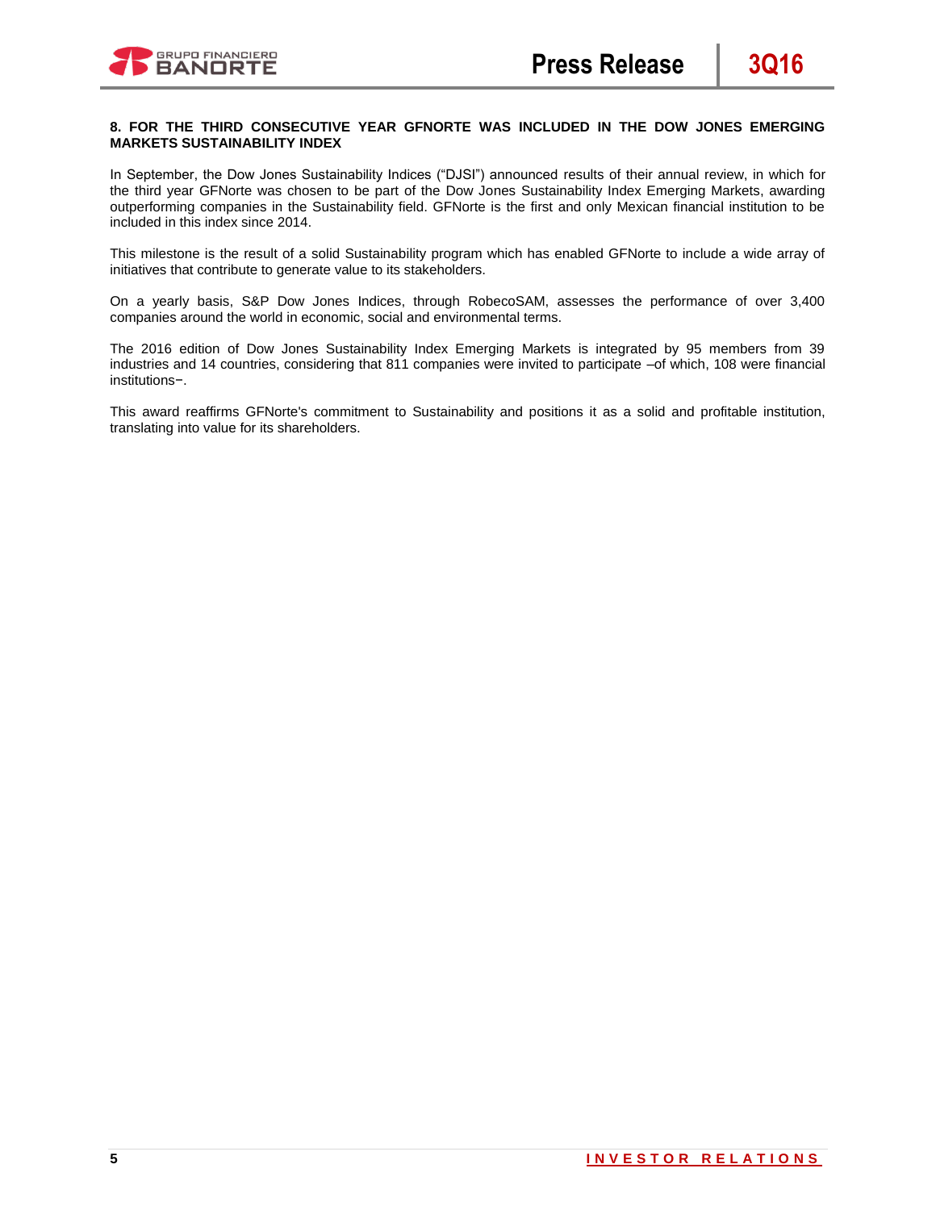**8. FOR THE THIRD CONSECUTIVE YEAR GFNORTE WAS INCLUDED IN THE DOW JONES EMERGING MARKETS SUSTAINABILITY INDEX**

In September, the Dow Jones Sustainability Indices ("DJSI") announced results of their annual review, in which for the third year GFNorte was chosen to be part of the Dow Jones Sustainability Index Emerging Markets, awarding outperforming companies in the Sustainability field. GFNorte is the first and only Mexican financial institution to be included in this index since 2014.

This milestone is the result of a solid Sustainability program which has enabled GFNorte to include a wide array of initiatives that contribute to generate value to its stakeholders.

On a yearly basis, S&P Dow Jones Indices, through RobecoSAM, assesses the performance of over 3,400 companies around the world in economic, social and environmental terms.

The 2016 edition of Dow Jones Sustainability Index Emerging Markets is integrated by 95 members from 39 industries and 14 countries, considering that 811 companies were invited to participate –of which, 108 were financial institutions−.

This award reaffirms GFNorte's commitment to Sustainability and positions it as a solid and profitable institution, translating into value for its shareholders.